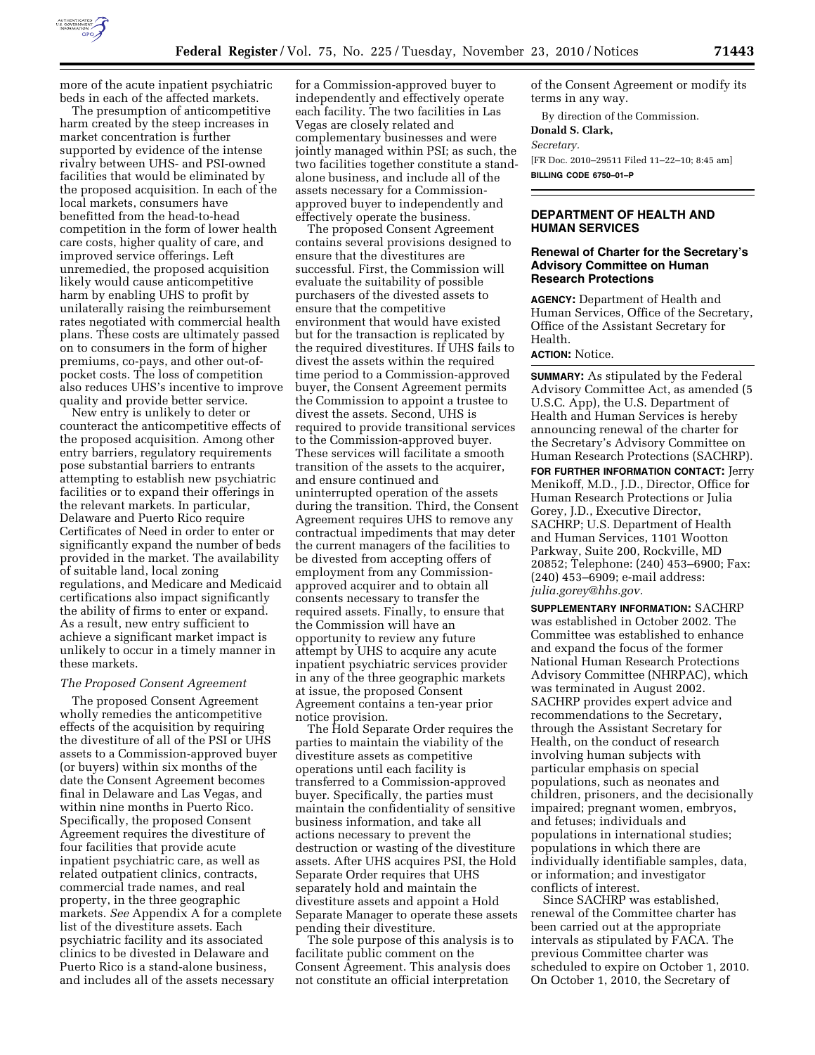more of the acute inpatient psychiatric beds in each of the affected markets.

The presumption of anticompetitive harm created by the steep increases in market concentration is further supported by evidence of the intense rivalry between UHS- and PSI-owned facilities that would be eliminated by the proposed acquisition. In each of the local markets, consumers have benefitted from the head-to-head competition in the form of lower health care costs, higher quality of care, and improved service offerings. Left unremedied, the proposed acquisition likely would cause anticompetitive harm by enabling UHS to profit by unilaterally raising the reimbursement rates negotiated with commercial health plans. These costs are ultimately passed on to consumers in the form of higher premiums, co-pays, and other out-of-pocket costs. The loss of competition also reduces UHS's incentive to improve quality and provide better service.

New entry is unlikely to deter or counteract the anticompetitive effects of the proposed acquisition. Among other entry barriers, regulatory requirements pose substantial barriers to entrants attempting to establish new psychiatric facilities or to expand their offerings in the relevant markets. In particular, Delaware and Puerto Rico require Certificates of Need in order to enter or significantly expand the number of beds provided in the market. The availability of suitable land, local zoning regulations, and Medicare and Medicaid certifications also impact significantly the ability of firms to enter or expand. As a result, new entry sufficient to achieve a significant market impact is unlikely to occur in a timely manner in these markets.

*The Proposed Consent Agreement*

The proposed Consent Agreement wholly remedies the anticompetitive effects of the acquisition by requiring the divestiture of all of the PSI or UHS assets to a Commission-approved buyer (or buyers) within six months of the date the Consent Agreement becomes final in Delaware and Las Vegas, and within nine months in Puerto Rico. Specifically, the proposed Consent Agreement requires the divestiture of four facilities that provide acute inpatient psychiatric care, as well as related outpatient clinics, contracts, commercial trade names, and real property, in the three geographic markets. *See* Appendix A for a complete list of the divestiture assets. Each psychiatric facility and its associated clinics to be divested in Delaware and Puerto Rico is a stand-alone business, and includes all of the assets necessary for a Commission-approved buyer to independently and effectively operate each facility. The two facilities in Las Vegas are closely related and complementary businesses and were jointly managed within PSI; as such, the two facilities together constitute a stand-alone business, and include all of the assets necessary for a Commission-approved buyer to independently and effectively operate the business.

The proposed Consent Agreement contains several provisions designed to ensure that the divestitures are successful. First, the Commission will evaluate the suitability of possible purchasers of the divested assets to ensure that the competitive environment that would have existed but for the transaction is replicated by the required divestitures. If UHS fails to divest the assets within the required time period to a Commission-approved buyer, the Consent Agreement permits the Commission to appoint a trustee to divest the assets. Second, UHS is required to provide transitional services to the Commission-approved buyer. These services will facilitate a smooth transition of the assets to the acquirer, and ensure continued and uninterrupted operation of the assets during the transition. Third, the Consent Agreement requires UHS to remove any contractual impediments that may deter the current managers of the facilities to be divested from accepting offers of employment from any Commission-approved acquirer and to obtain all consents necessary to transfer the required assets. Finally, to ensure that the Commission will have an opportunity to review any future attempt by UHS to acquire any acute inpatient psychiatric services provider in any of the three geographic markets at issue, the proposed Consent Agreement contains a ten-year prior notice provision.

The Hold Separate Order requires the parties to maintain the viability of the divestiture assets as competitive operations until each facility is transferred to a Commission-approved buyer. Specifically, the parties must maintain the confidentiality of sensitive business information, and take all actions necessary to prevent the destruction or wasting of the divestiture assets. After UHS acquires PSI, the Hold Separate Order requires that UHS separately hold and maintain the divestiture assets and appoint a Hold Separate Manager to operate these assets pending their divestiture.

The sole purpose of this analysis is to facilitate public comment on the Consent Agreement. This analysis does not constitute an official interpretation of the Consent Agreement or modify its terms in any way.

By direction of the Commission.

**Donald S. Clark,**

*Secretary.*

[FR Doc. 2010–29511 Filed 11–22–10; 8:45 am]

**BILLING CODE 6750–01–P**

## DEPARTMENT OF HEALTH AND HUMAN SERVICES

### Renewal of Charter for the Secretary's Advisory Committee on Human Research Protections

**AGENCY:** Department of Health and Human Services, Office of the Secretary, Office of the Assistant Secretary for Health.

**ACTION:** Notice.

**SUMMARY:** As stipulated by the Federal Advisory Committee Act, as amended (5 U.S.C. App), the U.S. Department of Health and Human Services is hereby announcing renewal of the charter for the Secretary's Advisory Committee on Human Research Protections (SACHRP).

**FOR FURTHER INFORMATION CONTACT:** Jerry Menikoff, M.D., J.D., Director, Office for Human Research Protections or Julia Gorey, J.D., Executive Director, SACHRP; U.S. Department of Health and Human Services, 1101 Wootton Parkway, Suite 200, Rockville, MD 20852; Telephone: (240) 453–6900; Fax: (240) 453–6909; e-mail address: *julia.gorey@hhs.gov.*

**SUPPLEMENTARY INFORMATION:** SACHRP was established in October 2002. The Committee was established to enhance and expand the focus of the former National Human Research Protections Advisory Committee (NHRPAC), which was terminated in August 2002. SACHRP provides expert advice and recommendations to the Secretary, through the Assistant Secretary for Health, on the conduct of research involving human subjects with particular emphasis on special populations, such as neonates and children, prisoners, and the decisionally impaired; pregnant women, embryos, and fetuses; individuals and populations in international studies; populations in which there are individually identifiable samples, data, or information; and investigator conflicts of interest.

Since SACHRP was established, renewal of the Committee charter has been carried out at the appropriate intervals as stipulated by FACA. The previous Committee charter was scheduled to expire on October 1, 2010. On October 1, 2010, the Secretary of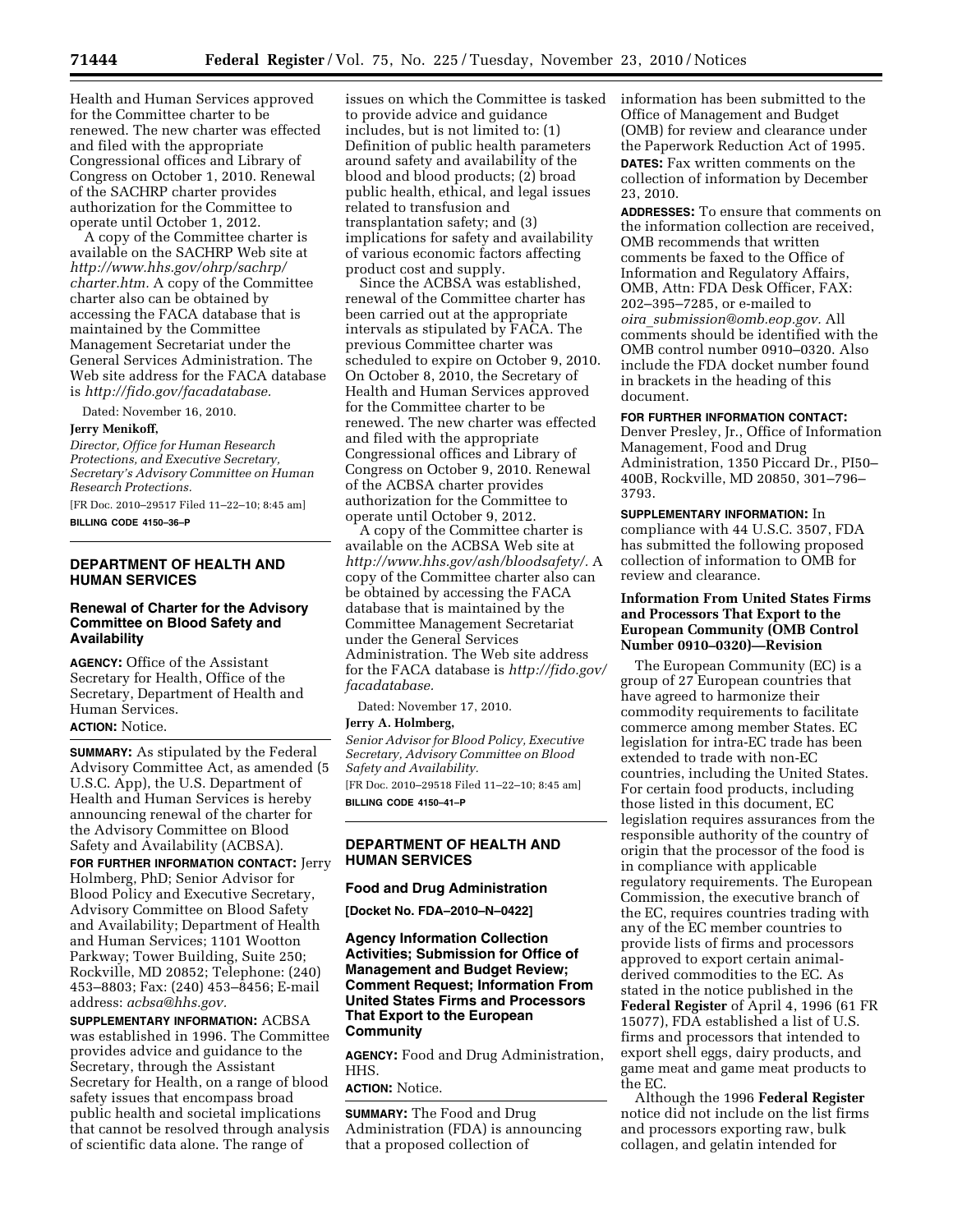Health and Human Services approved for the Committee charter to be renewed. The new charter was effected and filed with the appropriate Congressional offices and Library of Congress on October 1, 2010. Renewal of the SACHRP charter provides authorization for the Committee to operate until October 1, 2012.

A copy of the Committee charter is available on the SACHRP Web site at *http://www.hhs.gov/ohrp/sachrp/charter.htm.* A copy of the Committee charter also can be obtained by accessing the FACA database that is maintained by the Committee Management Secretariat under the General Services Administration. The Web site address for the FACA database is *http://fido.gov/facadatabase.*

Dated: November 16, 2010.

**Jerry Menikoff,**

*Director, Office for Human Research Protections, and Executive Secretary, Secretary's Advisory Committee on Human Research Protections.*

[FR Doc. 2010–29517 Filed 11–22–10; 8:45 am]

**BILLING CODE 4150–36–P**

---

## DEPARTMENT OF HEALTH AND HUMAN SERVICES

### Renewal of Charter for the Advisory Committee on Blood Safety and Availability

**AGENCY:** Office of the Assistant Secretary for Health, Office of the Secretary, Department of Health and Human Services.

**ACTION:** Notice.

**SUMMARY:** As stipulated by the Federal Advisory Committee Act, as amended (5 U.S.C. App), the U.S. Department of Health and Human Services is hereby announcing renewal of the charter for the Advisory Committee on Blood Safety and Availability (ACBSA).

**FOR FURTHER INFORMATION CONTACT:** Jerry Holmberg, PhD; Senior Advisor for Blood Policy and Executive Secretary, Advisory Committee on Blood Safety and Availability; Department of Health and Human Services; 1101 Wootton Parkway; Tower Building, Suite 250; Rockville, MD 20852; Telephone: (240) 453–8803; Fax: (240) 453–8456; E-mail address: *acbsa@hhs.gov.*

**SUPPLEMENTARY INFORMATION:** ACBSA was established in 1996. The Committee provides advice and guidance to the Secretary, through the Assistant Secretary for Health, on a range of blood safety issues that encompass broad public health and societal implications that cannot be resolved through analysis of scientific data alone. The range of issues on which the Committee is tasked to provide advice and guidance includes, but is not limited to: (1) Definition of public health parameters around safety and availability of the blood and blood products; (2) broad public health, ethical, and legal issues related to transfusion and transplantation safety; and (3) implications for safety and availability of various economic factors affecting product cost and supply.

Since the ACBSA was established, renewal of the Committee charter has been carried out at the appropriate intervals as stipulated by FACA. The previous Committee charter was scheduled to expire on October 9, 2010. On October 8, 2010, the Secretary of Health and Human Services approved for the Committee charter to be renewed. The new charter was effected and filed with the appropriate Congressional offices and Library of Congress on October 9, 2010. Renewal of the ACBSA charter provides authorization for the Committee to operate until October 9, 2012.

A copy of the Committee charter is available on the ACBSA Web site at *http://www.hhs.gov/ash/bloodsafety/.* A copy of the Committee charter also can be obtained by accessing the FACA database that is maintained by the Committee Management Secretariat under the General Services Administration. The Web site address for the FACA database is *http://fido.gov/facadatabase.*

Dated: November 17, 2010.

**Jerry A. Holmberg,**

*Senior Advisor for Blood Policy, Executive Secretary, Advisory Committee on Blood Safety and Availability.*

[FR Doc. 2010–29518 Filed 11–22–10; 8:45 am]

**BILLING CODE 4150–41–P**

---

## DEPARTMENT OF HEALTH AND HUMAN SERVICES

### Food and Drug Administration

**[Docket No. FDA–2010–N–0422]**

### Agency Information Collection Activities; Submission for Office of Management and Budget Review; Comment Request; Information From United States Firms and Processors That Export to the European Community

**AGENCY:** Food and Drug Administration, HHS.

**ACTION:** Notice.

**SUMMARY:** The Food and Drug Administration (FDA) is announcing that a proposed collection of information has been submitted to the Office of Management and Budget (OMB) for review and clearance under the Paperwork Reduction Act of 1995.

**DATES:** Fax written comments on the collection of information by December 23, 2010.

**ADDRESSES:** To ensure that comments on the information collection are received, OMB recommends that written comments be faxed to the Office of Information and Regulatory Affairs, OMB, Attn: FDA Desk Officer, FAX: 202–395–7285, or e-mailed to *oira_submission@omb.eop.gov.* All comments should be identified with the OMB control number 0910–0320. Also include the FDA docket number found in brackets in the heading of this document.

**FOR FURTHER INFORMATION CONTACT:** Denver Presley, Jr., Office of Information Management, Food and Drug Administration, 1350 Piccard Dr., PI50–400B, Rockville, MD 20850, 301–796–3793.

**SUPPLEMENTARY INFORMATION:** In compliance with 44 U.S.C. 3507, FDA has submitted the following proposed collection of information to OMB for review and clearance.

#### Information From United States Firms and Processors That Export to the European Community (OMB Control Number 0910–0320)—Revision

The European Community (EC) is a group of 27 European countries that have agreed to harmonize their commodity requirements to facilitate commerce among member States. EC legislation for intra-EC trade has been extended to trade with non-EC countries, including the United States. For certain food products, including those listed in this document, EC legislation requires assurances from the responsible authority of the country of origin that the processor of the food is in compliance with applicable regulatory requirements. The European Commission, the executive branch of the EC, requires countries trading with any of the EC member countries to provide lists of firms and processors approved to export certain animal-derived commodities to the EC. As stated in the notice published in the **Federal Register** of April 4, 1996 (61 FR 15077), FDA established a list of U.S. firms and processors that intended to export shell eggs, dairy products, and game meat and game meat products to the EC.

Although the 1996 **Federal Register** notice did not include on the list firms and processors exporting raw, bulk collagen, and gelatin intended for